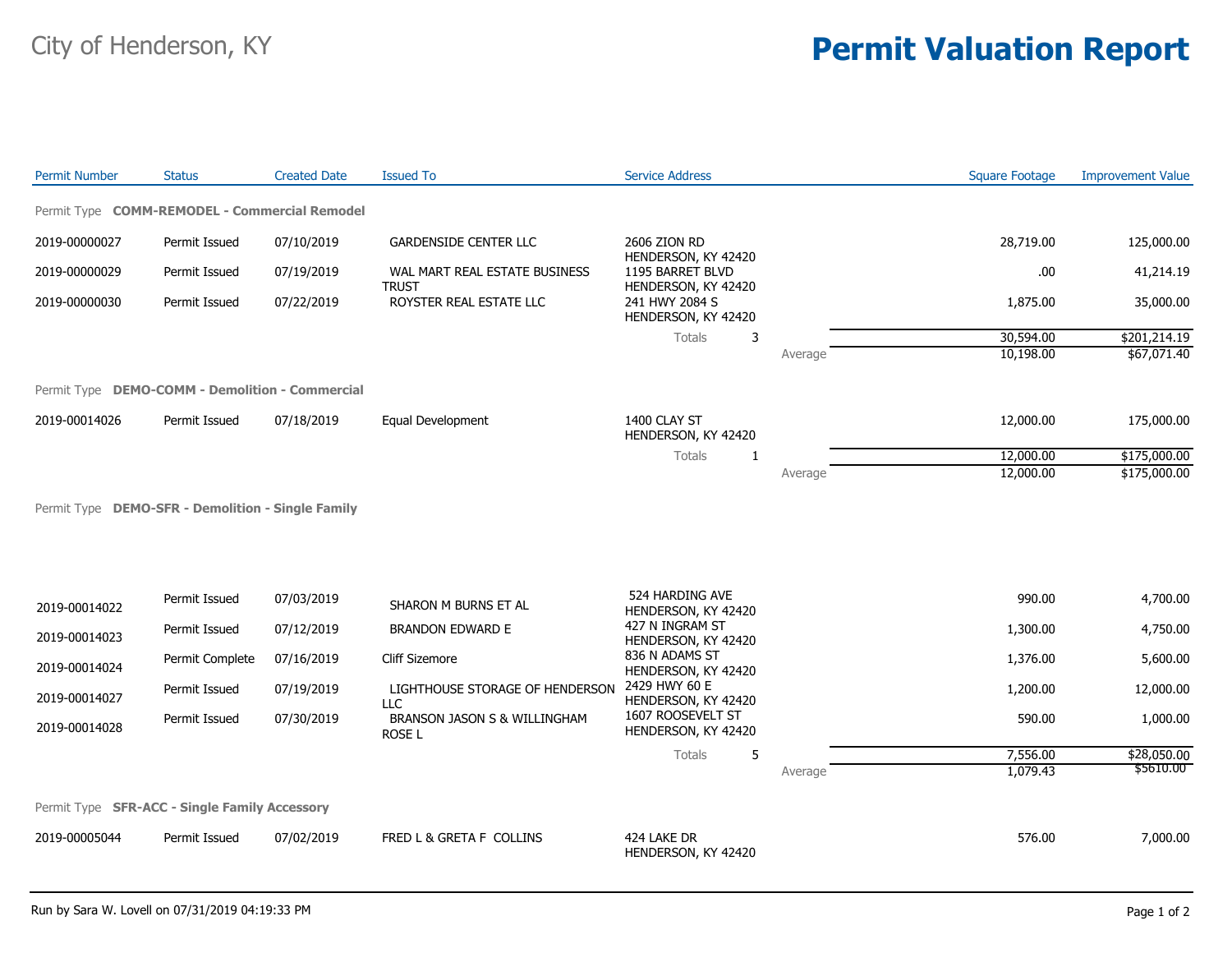City of Henderson, KY

# Permit Valuation Report

| Permit Number | Status | Created Date | Issued To | Service Address | | Square Footage | Improvement Value |
|---|---|---|---|---|---|---|---|
| **Permit Type COMM-REMODEL - Commercial Remodel** | | | | | | | |
| 2019-00000027 | Permit Issued | 07/10/2019 | GARDENSIDE CENTER LLC | 2606 ZION RD HENDERSON, KY 42420 | | 28,719.00 | 125,000.00 |
| 2019-00000029 | Permit Issued | 07/19/2019 | WAL MART REAL ESTATE BUSINESS TRUST | 1195 BARRET BLVD HENDERSON, KY 42420 | | .00 | 41,214.19 |
| 2019-00000030 | Permit Issued | 07/22/2019 | ROYSTER REAL ESTATE LLC | 241 HWY 2084 S HENDERSON, KY 42420 | | 1,875.00 | 35,000.00 |
| | | | | Totals 3 | | 30,594.00 | $201,214.19 |
| | | | | | Average | 10,198.00 | $67,071.40 |
| **Permit Type DEMO-COMM - Demolition - Commercial** | | | | | | | |
| 2019-00014026 | Permit Issued | 07/18/2019 | Equal Development | 1400 CLAY ST HENDERSON, KY 42420 | | 12,000.00 | 175,000.00 |
| | | | | Totals 1 | | 12,000.00 | $175,000.00 |
| | | | | | Average | 12,000.00 | $175,000.00 |
| **Permit Type DEMO-SFR - Demolition - Single Family** | | | | | | | |
| 2019-00014022 | Permit Issued | 07/03/2019 | SHARON M BURNS ET AL | 524 HARDING AVE HENDERSON, KY 42420 | | 990.00 | 4,700.00 |
| 2019-00014023 | Permit Issued | 07/12/2019 | BRANDON EDWARD E | 427 N INGRAM ST HENDERSON, KY 42420 | | 1,300.00 | 4,750.00 |
| 2019-00014024 | Permit Complete | 07/16/2019 | Cliff Sizemore | 836 N ADAMS ST HENDERSON, KY 42420 | | 1,376.00 | 5,600.00 |
| 2019-00014027 | Permit Issued | 07/19/2019 | LIGHTHOUSE STORAGE OF HENDERSON LLC | 2429 HWY 60 E HENDERSON, KY 42420 | | 1,200.00 | 12,000.00 |
| 2019-00014028 | Permit Issued | 07/30/2019 | BRANSON JASON S & WILLINGHAM ROSE L | 1607 ROOSEVELT ST HENDERSON, KY 42420 | | 590.00 | 1,000.00 |
| | | | | Totals 5 | | 7,556.00 | $28,050.00 |
| | | | | | Average | 1,079.43 | $5610.00 |
| **Permit Type SFR-ACC - Single Family Accessory** | | | | | | | |
| 2019-00005044 | Permit Issued | 07/02/2019 | FRED L & GRETA F COLLINS | 424 LAKE DR HENDERSON, KY 42420 | | 576.00 | 7,000.00 |

Run by Sara W. Lovell on 07/31/2019 04:19:33 PM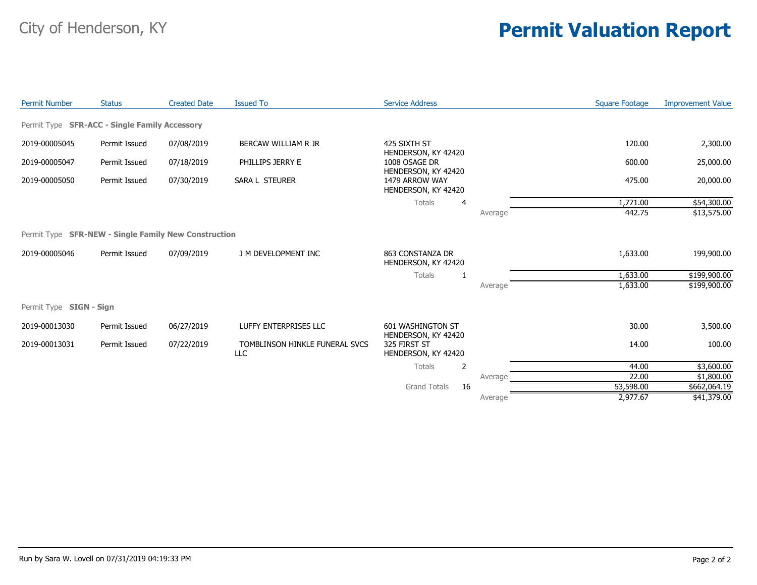City of Henderson, KY

# Permit Valuation Report

| Permit Number | Status | Created Date | Issued To | Service Address | | | Square Footage | Improvement Value |
|---|---|---|---|---|---|---|---|---|
| Permit Type **SFR-ACC - Single Family Accessory** | | | | | | | | |
| 2019-00005045 | Permit Issued | 07/08/2019 | BERCAW WILLIAM R JR | 425 SIXTH ST HENDERSON, KY 42420 | | | 120.00 | 2,300.00 |
| 2019-00005047 | Permit Issued | 07/18/2019 | PHILLIPS JERRY E | 1008 OSAGE DR HENDERSON, KY 42420 | | | 600.00 | 25,000.00 |
| 2019-00005050 | Permit Issued | 07/30/2019 | SARA L STEURER | 1479 ARROW WAY HENDERSON, KY 42420 | | | 475.00 | 20,000.00 |
| | | | | Totals | 4 | | 1,771.00 | $54,300.00 |
| | | | | | | Average | 442.75 | $13,575.00 |
| Permit Type **SFR-NEW - Single Family New Construction** | | | | | | | | |
| 2019-00005046 | Permit Issued | 07/09/2019 | J M DEVELOPMENT INC | 863 CONSTANZA DR HENDERSON, KY 42420 | | | 1,633.00 | 199,900.00 |
| | | | | Totals | 1 | | 1,633.00 | $199,900.00 |
| | | | | | | Average | 1,633.00 | $199,900.00 |
| Permit Type **SIGN - Sign** | | | | | | | | |
| 2019-00013030 | Permit Issued | 06/27/2019 | LUFFY ENTERPRISES LLC | 601 WASHINGTON ST HENDERSON, KY 42420 | | | 30.00 | 3,500.00 |
| 2019-00013031 | Permit Issued | 07/22/2019 | TOMBLINSON HINKLE FUNERAL SVCS LLC | 325 FIRST ST HENDERSON, KY 42420 | | | 14.00 | 100.00 |
| | | | | Totals | 2 | | 44.00 | $3,600.00 |
| | | | | | | Average | 22.00 | $1,800.00 |
| | | | | Grand Totals | 16 | | 53,598.00 | $662,064.19 |
| | | | | | | Average | 2,977.67 | $41,379.00 |

Run by Sara W. Lovell on 07/31/2019 04:19:33 PM